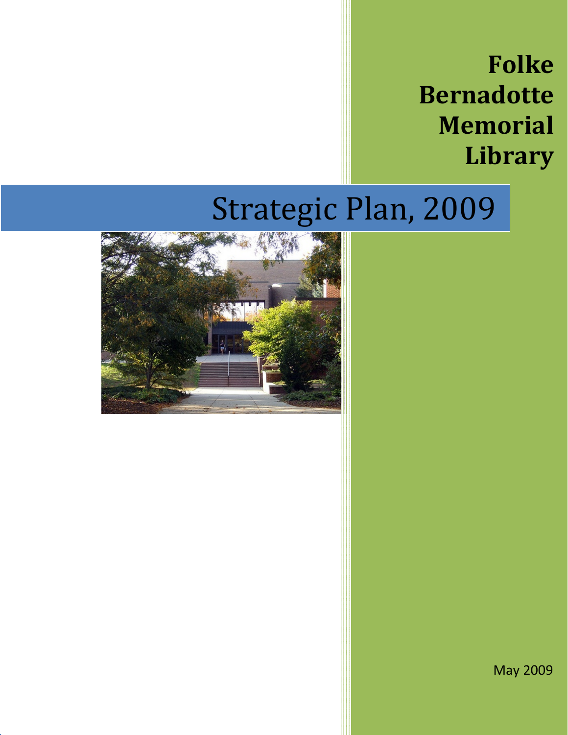# Folke Bernadotte Memorial Library

# Strategic Plan, 2009

May 2009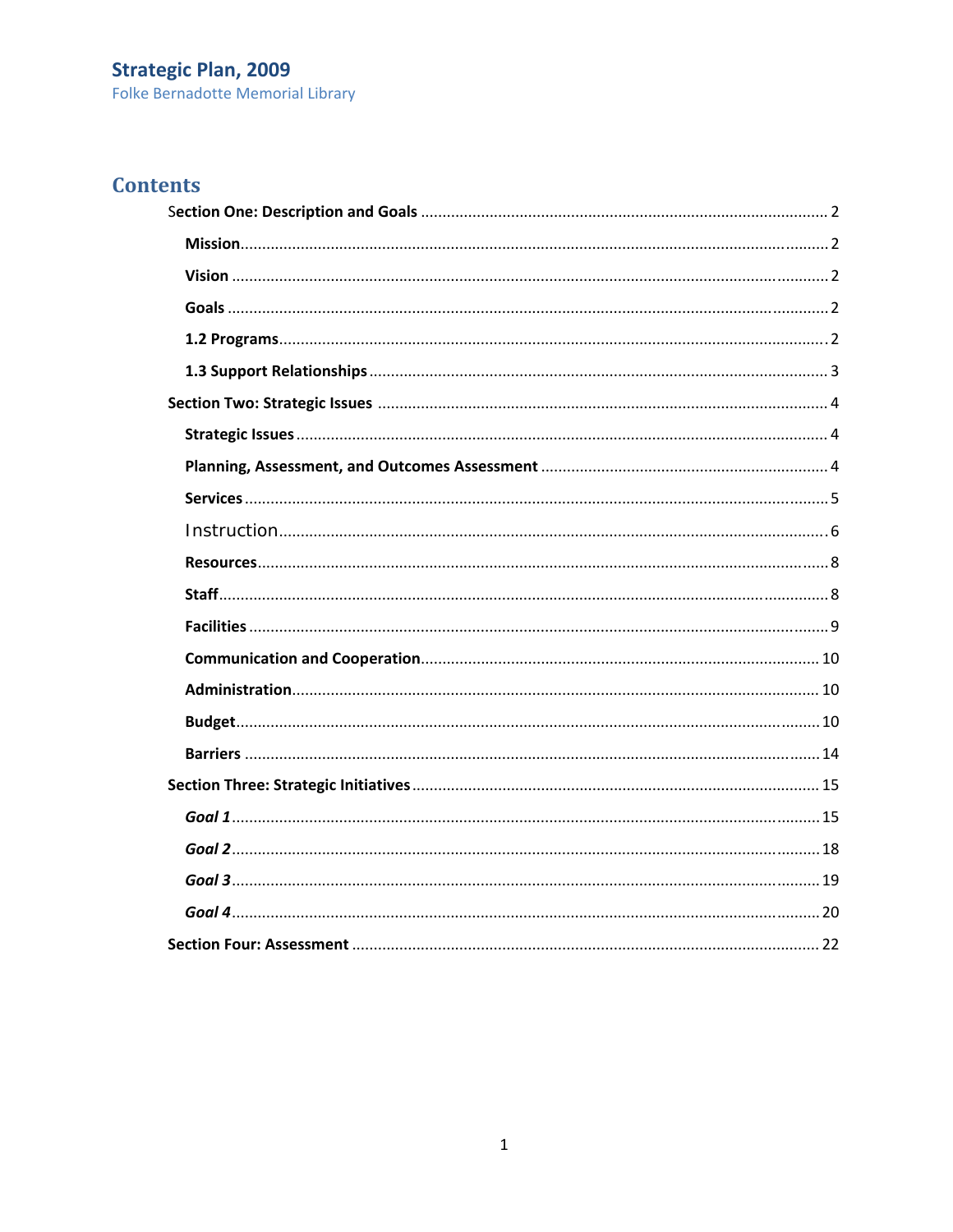# Strategic Plan, 2009

Folke Bernadotte Memorial Library

## Contents

- **Section One: Description and Goals** ... 2
  - **Mission** ... 2
  - **Vision** ... 2
  - **Goals** ... 2
  - **1.2 Programs** ... 2
  - **1.3 Support Relationships** ... 3
- **Section Two: Strategic Issues** ... 4
  - **Strategic Issues** ... 4
  - **Planning, Assessment, and Outcomes Assessment** ... 4
  - **Services** ... 5
  - Instruction ... 6
  - **Resources** ... 8
  - **Staff** ... 8
  - **Facilities** ... 9
  - **Communication and Cooperation** ... 10
  - **Administration** ... 10
  - **Budget** ... 10
  - **Barriers** ... 14
- **Section Three: Strategic Initiatives** ... 15
  - ***Goal 1*** ... 15
  - ***Goal 2*** ... 18
  - ***Goal 3*** ... 19
  - ***Goal 4*** ... 20
- **Section Four: Assessment** ... 22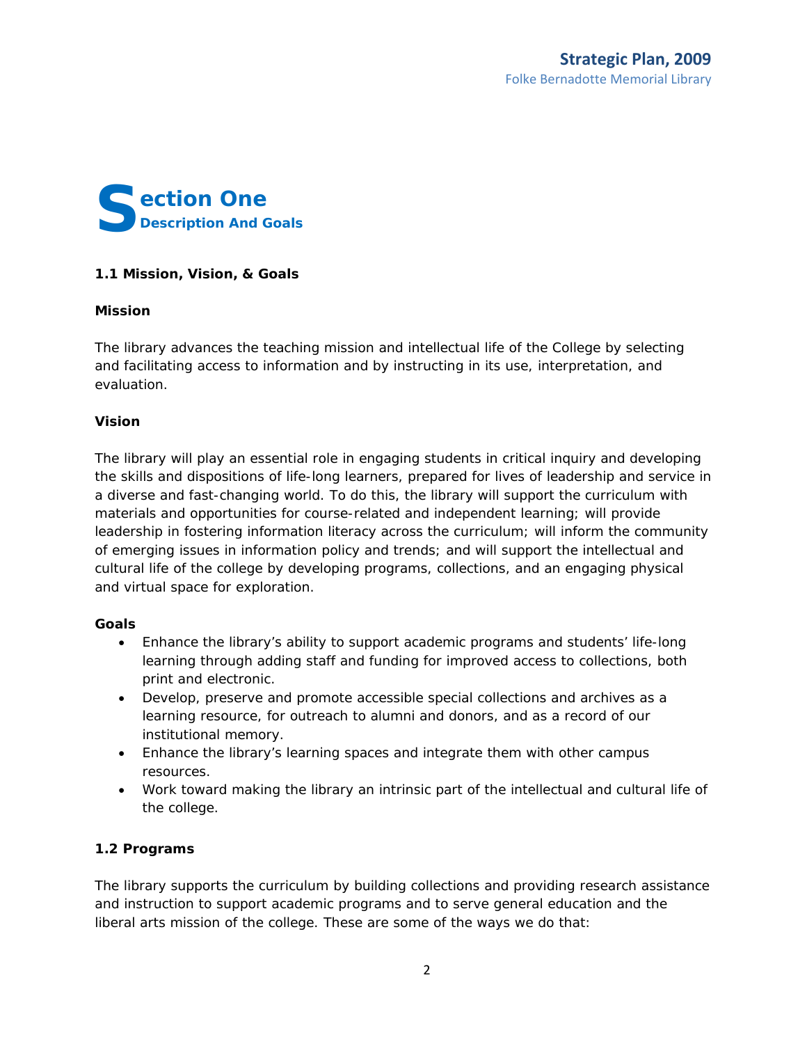# Section One
## Description And Goals

### 1.1 Mission, Vision, & Goals

**Mission**

The library advances the teaching mission and intellectual life of the College by selecting and facilitating access to information and by instructing in its use, interpretation, and evaluation.

**Vision**

The library will play an essential role in engaging students in critical inquiry and developing the skills and dispositions of life-long learners, prepared for lives of leadership and service in a diverse and fast-changing world. To do this, the library will support the curriculum with materials and opportunities for course-related and independent learning; will provide leadership in fostering information literacy across the curriculum; will inform the community of emerging issues in information policy and trends; and will support the intellectual and cultural life of the college by developing programs, collections, and an engaging physical and virtual space for exploration.

**Goals**

- Enhance the library's ability to support academic programs and students' life-long learning through adding staff and funding for improved access to collections, both print and electronic.
- Develop, preserve and promote accessible special collections and archives as a learning resource, for outreach to alumni and donors, and as a record of our institutional memory.
- Enhance the library's learning spaces and integrate them with other campus resources.
- Work toward making the library an intrinsic part of the intellectual and cultural life of the college.

### 1.2 Programs

The library supports the curriculum by building collections and providing research assistance and instruction to support academic programs and to serve general education and the liberal arts mission of the college. These are some of the ways we do that: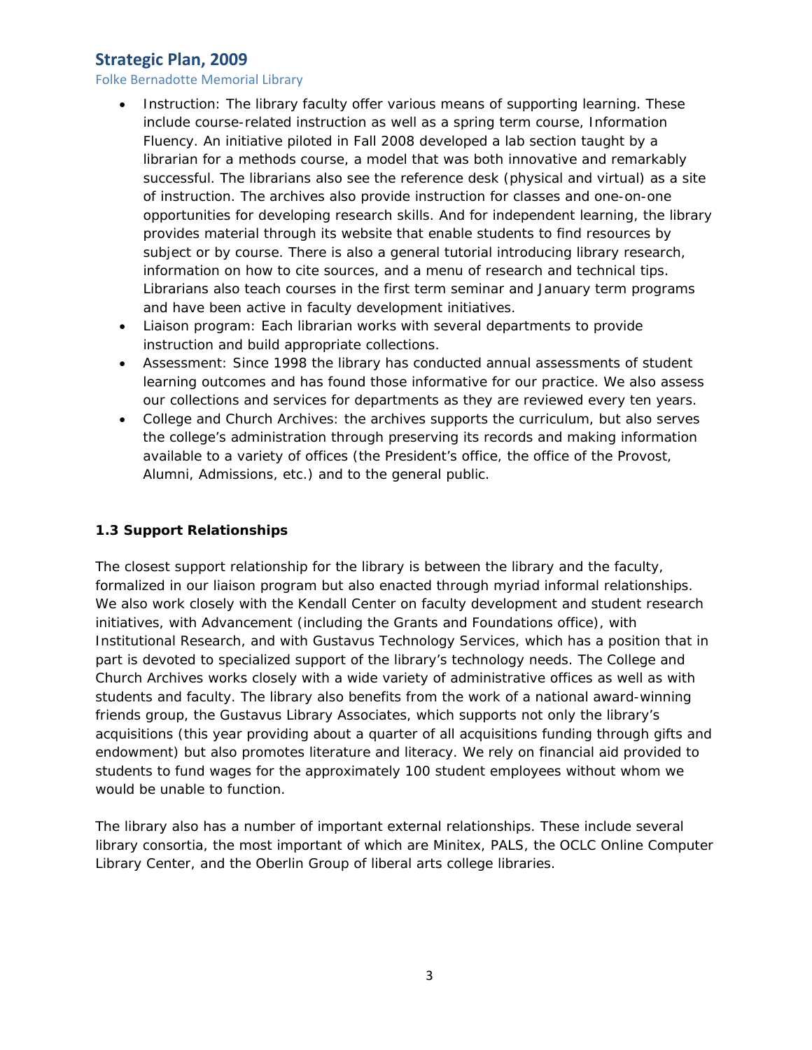- Instruction: The library faculty offer various means of supporting learning. These include course-related instruction as well as a spring term course, Information Fluency. An initiative piloted in Fall 2008 developed a lab section taught by a librarian for a methods course, a model that was both innovative and remarkably successful. The librarians also see the reference desk (physical and virtual) as a site of instruction. The archives also provide instruction for classes and one-on-one opportunities for developing research skills. And for independent learning, the library provides material through its website that enable students to find resources by subject or by course. There is also a general tutorial introducing library research, information on how to cite sources, and a menu of research and technical tips. Librarians also teach courses in the first term seminar and January term programs and have been active in faculty development initiatives.
- Liaison program: Each librarian works with several departments to provide instruction and build appropriate collections.
- Assessment: Since 1998 the library has conducted annual assessments of student learning outcomes and has found those informative for our practice. We also assess our collections and services for departments as they are reviewed every ten years.
- College and Church Archives: the archives supports the curriculum, but also serves the college's administration through preserving its records and making information available to a variety of offices (the President's office, the office of the Provost, Alumni, Admissions, etc.) and to the general public.

### 1.3 Support Relationships

The closest support relationship for the library is between the library and the faculty, formalized in our liaison program but also enacted through myriad informal relationships. We also work closely with the Kendall Center on faculty development and student research initiatives, with Advancement (including the Grants and Foundations office), with Institutional Research, and with Gustavus Technology Services, which has a position that in part is devoted to specialized support of the library's technology needs. The College and Church Archives works closely with a wide variety of administrative offices as well as with students and faculty. The library also benefits from the work of a national award-winning friends group, the Gustavus Library Associates, which supports not only the library's acquisitions (this year providing about a quarter of all acquisitions funding through gifts and endowment) but also promotes literature and literacy. We rely on financial aid provided to students to fund wages for the approximately 100 student employees without whom we would be unable to function.

The library also has a number of important external relationships. These include several library consortia, the most important of which are Minitex, PALS, the OCLC Online Computer Library Center, and the Oberlin Group of liberal arts college libraries.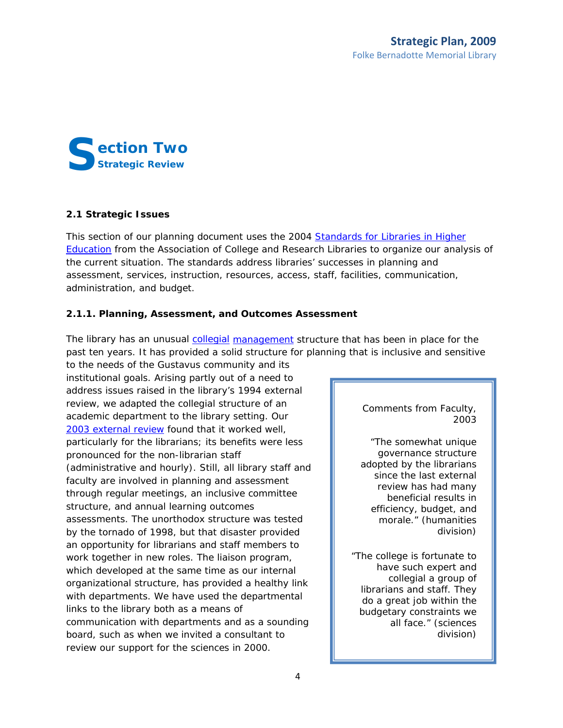# Section Two

## Strategic Review

### 2.1 Strategic Issues

This section of our planning document uses the 2004 Standards for Libraries in Higher Education from the Association of College and Research Libraries to organize our analysis of the current situation. The standards address libraries' successes in planning and assessment, services, instruction, resources, access, staff, facilities, communication, administration, and budget.

#### 2.1.1. Planning, Assessment, and Outcomes Assessment

The library has an unusual collegial management structure that has been in place for the past ten years. It has provided a solid structure for planning that is inclusive and sensitive to the needs of the Gustavus community and its institutional goals. Arising partly out of a need to address issues raised in the library's 1994 external review, we adapted the collegial structure of an academic department to the library setting. Our 2003 external review found that it worked well, particularly for the librarians; its benefits were less pronounced for the non-librarian staff (administrative and hourly). Still, all library staff and faculty are involved in planning and assessment through regular meetings, an inclusive committee structure, and annual learning outcomes assessments. The unorthodox structure was tested by the tornado of 1998, but that disaster provided an opportunity for librarians and staff members to work together in new roles. The liaison program, which developed at the same time as our internal organizational structure, has provided a healthy link with departments. We have used the departmental links to the library both as a means of communication with departments and as a sounding board, such as when we invited a consultant to review our support for the sciences in 2000.

> Comments from Faculty, 2003
>
> "The somewhat unique governance structure adopted by the librarians since the last external review has had many beneficial results in efficiency, budget, and morale." (humanities division)
>
> "The college is fortunate to have such expert and collegial a group of librarians and staff. They do a great job within the budgetary constraints we all face." (sciences division)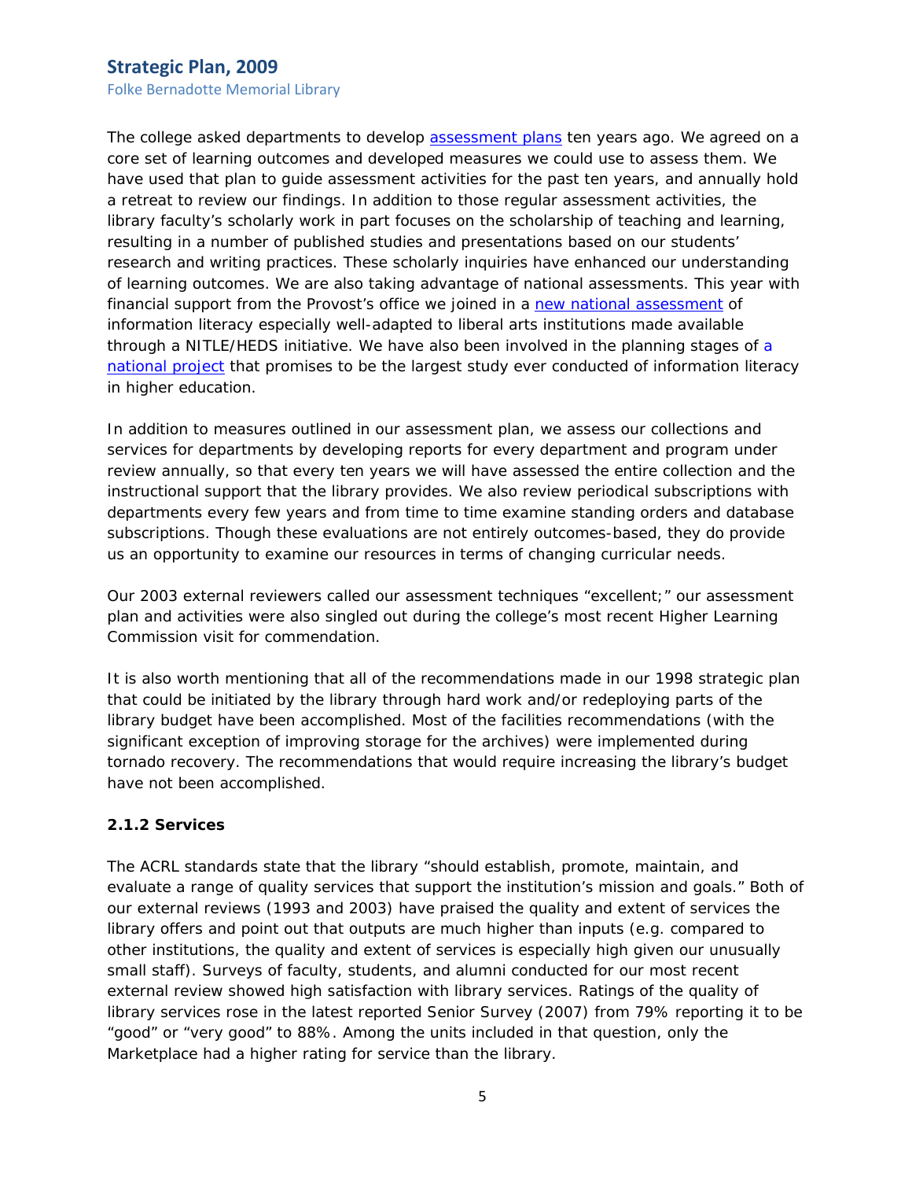The college asked departments to develop assessment plans ten years ago. We agreed on a core set of learning outcomes and developed measures we could use to assess them. We have used that plan to guide assessment activities for the past ten years, and annually hold a retreat to review our findings. In addition to those regular assessment activities, the library faculty's scholarly work in part focuses on the scholarship of teaching and learning, resulting in a number of published studies and presentations based on our students' research and writing practices. These scholarly inquiries have enhanced our understanding of learning outcomes. We are also taking advantage of national assessments. This year with financial support from the Provost's office we joined in a new national assessment of information literacy especially well-adapted to liberal arts institutions made available through a NITLE/HEDS initiative. We have also been involved in the planning stages of a national project that promises to be the largest study ever conducted of information literacy in higher education.

In addition to measures outlined in our assessment plan, we assess our collections and services for departments by developing reports for every department and program under review annually, so that every ten years we will have assessed the entire collection and the instructional support that the library provides. We also review periodical subscriptions with departments every few years and from time to time examine standing orders and database subscriptions. Though these evaluations are not entirely outcomes-based, they do provide us an opportunity to examine our resources in terms of changing curricular needs.

Our 2003 external reviewers called our assessment techniques "excellent;" our assessment plan and activities were also singled out during the college's most recent Higher Learning Commission visit for commendation.

It is also worth mentioning that all of the recommendations made in our 1998 strategic plan that could be initiated by the library through hard work and/or redeploying parts of the library budget have been accomplished. Most of the facilities recommendations (with the significant exception of improving storage for the archives) were implemented during tornado recovery. The recommendations that would require increasing the library's budget have not been accomplished.

### 2.1.2 Services

The ACRL standards state that the library "should establish, promote, maintain, and evaluate a range of quality services that support the institution's mission and goals." Both of our external reviews (1993 and 2003) have praised the quality and extent of services the library offers and point out that outputs are much higher than inputs (e.g. compared to other institutions, the quality and extent of services is especially high given our unusually small staff). Surveys of faculty, students, and alumni conducted for our most recent external review showed high satisfaction with library services. Ratings of the quality of library services rose in the latest reported Senior Survey (2007) from 79% reporting it to be "good" or "very good" to 88%. Among the units included in that question, only the Marketplace had a higher rating for service than the library.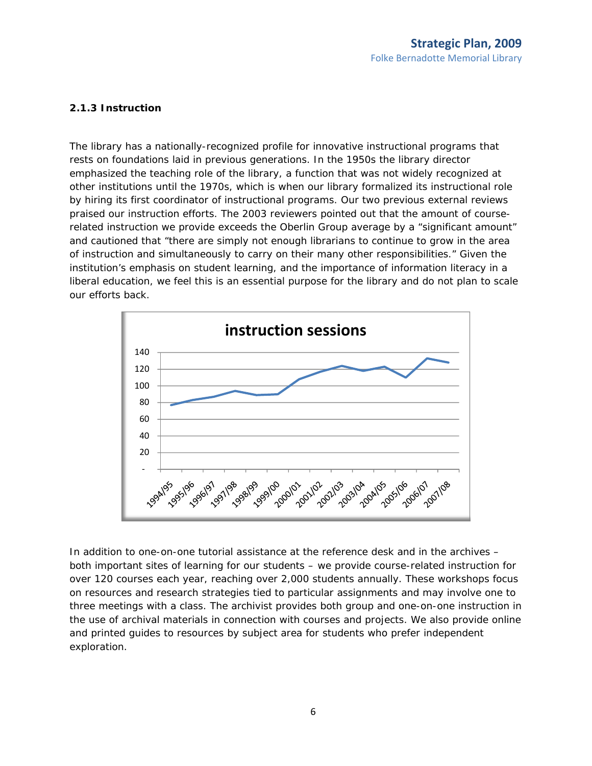### 2.1.3 Instruction

The library has a nationally-recognized profile for innovative instructional programs that rests on foundations laid in previous generations. In the 1950s the library director emphasized the teaching role of the library, a function that was not widely recognized at other institutions until the 1970s, which is when our library formalized its instructional role by hiring its first coordinator of instructional programs. Our two previous external reviews praised our instruction efforts. The 2003 reviewers pointed out that the amount of course-related instruction we provide exceeds the Oberlin Group average by a "significant amount" and cautioned that "there are simply not enough librarians to continue to grow in the area of instruction and simultaneously to carry on their many other responsibilities." Given the institution's emphasis on student learning, and the importance of information literacy in a liberal education, we feel this is an essential purpose for the library and do not plan to scale our efforts back.

In addition to one-on-one tutorial assistance at the reference desk and in the archives – both important sites of learning for our students – we provide course-related instruction for over 120 courses each year, reaching over 2,000 students annually. These workshops focus on resources and research strategies tied to particular assignments and may involve one to three meetings with a class. The archivist provides both group and one-on-one instruction in the use of archival materials in connection with courses and projects. We also provide online and printed guides to resources by subject area for students who prefer independent exploration.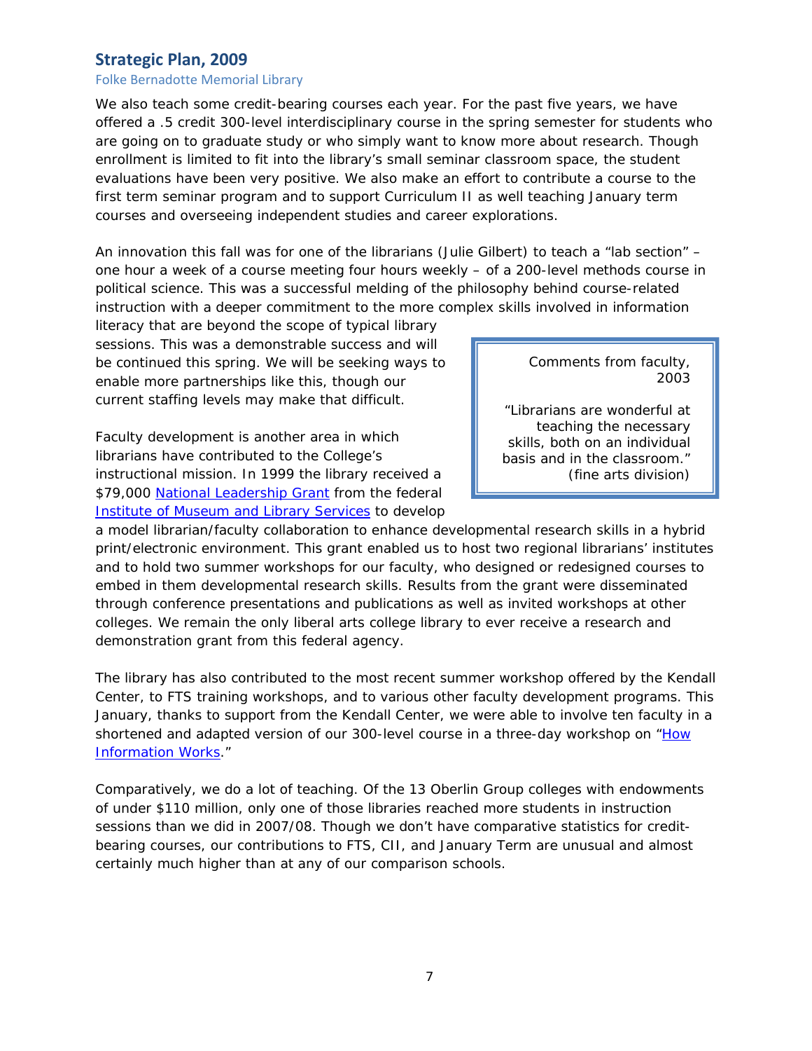We also teach some credit-bearing courses each year. For the past five years, we have offered a .5 credit 300-level interdisciplinary course in the spring semester for students who are going on to graduate study or who simply want to know more about research. Though enrollment is limited to fit into the library's small seminar classroom space, the student evaluations have been very positive. We also make an effort to contribute a course to the first term seminar program and to support Curriculum II as well teaching January term courses and overseeing independent studies and career explorations.

An innovation this fall was for one of the librarians (Julie Gilbert) to teach a "lab section" – one hour a week of a course meeting four hours weekly – of a 200-level methods course in political science. This was a successful melding of the philosophy behind course-related instruction with a deeper commitment to the more complex skills involved in information literacy that are beyond the scope of typical library sessions. This was a demonstrable success and will be continued this spring. We will be seeking ways to enable more partnerships like this, though our current staffing levels may make that difficult.

> Comments from faculty, 2003
>
> "Librarians are wonderful at teaching the necessary skills, both on an individual basis and in the classroom." (fine arts division)

Faculty development is another area in which librarians have contributed to the College's instructional mission. In 1999 the library received a $79,000 National Leadership Grant from the federal Institute of Museum and Library Services to develop a model librarian/faculty collaboration to enhance developmental research skills in a hybrid print/electronic environment. This grant enabled us to host two regional librarians' institutes and to hold two summer workshops for our faculty, who designed or redesigned courses to embed in them developmental research skills. Results from the grant were disseminated through conference presentations and publications as well as invited workshops at other colleges. We remain the only liberal arts college library to ever receive a research and demonstration grant from this federal agency.

The library has also contributed to the most recent summer workshop offered by the Kendall Center, to FTS training workshops, and to various other faculty development programs. This January, thanks to support from the Kendall Center, we were able to involve ten faculty in a shortened and adapted version of our 300-level course in a three-day workshop on "How Information Works."

Comparatively, we do a lot of teaching. Of the 13 Oberlin Group colleges with endowments of under $110 million, only one of those libraries reached more students in instruction sessions than we did in 2007/08. Though we don't have comparative statistics for credit-bearing courses, our contributions to FTS, CII, and January Term are unusual and almost certainly much higher than at any of our comparison schools.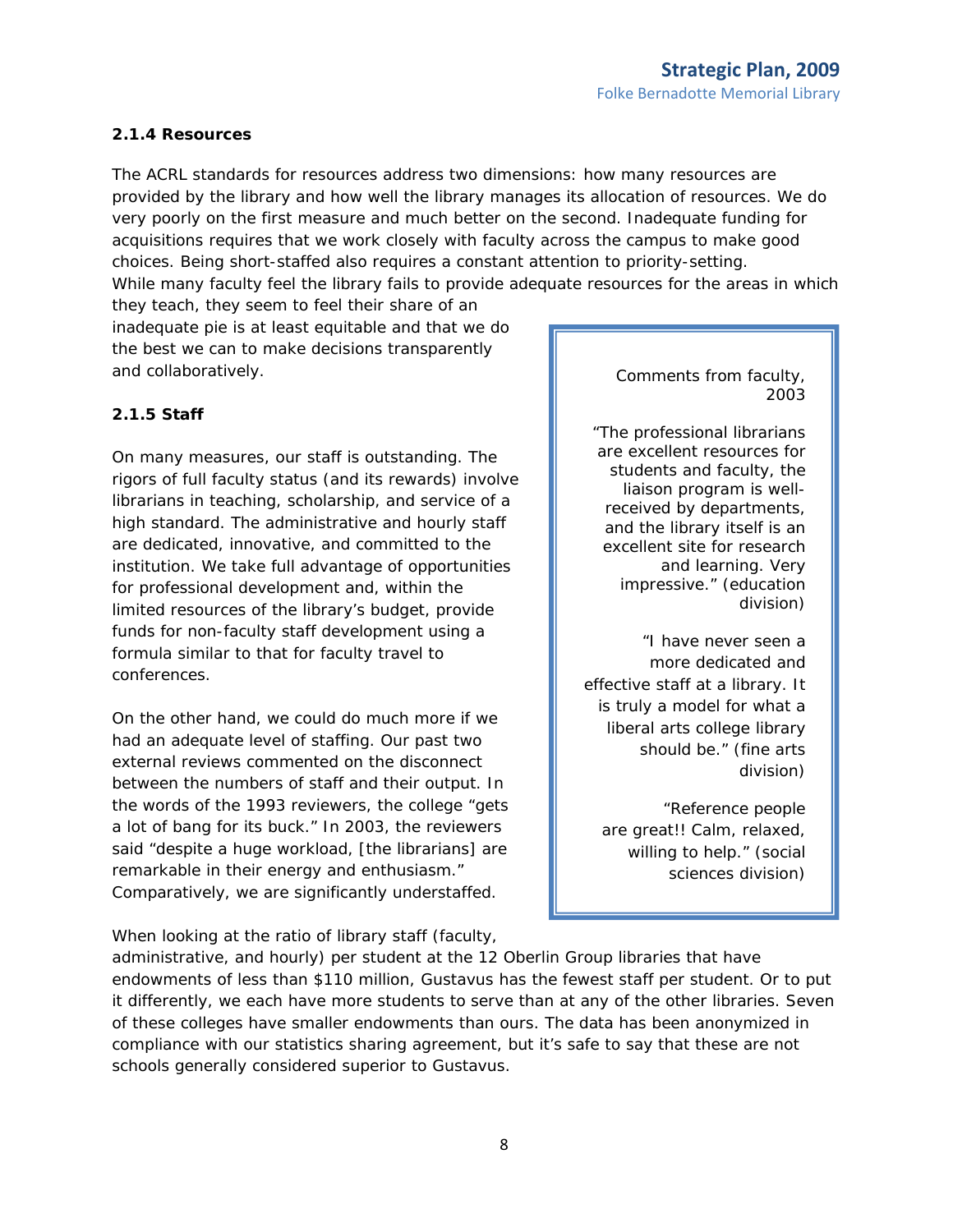### 2.1.4 Resources

The ACRL standards for resources address two dimensions: how many resources are provided by the library and how well the library manages its allocation of resources. We do very poorly on the first measure and much better on the second. Inadequate funding for acquisitions requires that we work closely with faculty across the campus to make good choices. Being short-staffed also requires a constant attention to priority-setting. While many faculty feel the library fails to provide adequate resources for the areas in which they teach, they seem to feel their share of an inadequate pie is at least equitable and that we do the best we can to make decisions transparently and collaboratively.

### 2.1.5 Staff

On many measures, our staff is outstanding. The rigors of full faculty status (and its rewards) involve librarians in teaching, scholarship, and service of a high standard. The administrative and hourly staff are dedicated, innovative, and committed to the institution. We take full advantage of opportunities for professional development and, within the limited resources of the library's budget, provide funds for non-faculty staff development using a formula similar to that for faculty travel to conferences.

On the other hand, we could do much more if we had an adequate level of staffing. Our past two external reviews commented on the disconnect between the numbers of staff and their output. In the words of the 1993 reviewers, the college "gets a lot of bang for its buck." In 2003, the reviewers said "despite a huge workload, [the librarians] are remarkable in their energy and enthusiasm." Comparatively, we are significantly understaffed.

> Comments from faculty, 2003
>
> "The professional librarians are excellent resources for students and faculty, the liaison program is well-received by departments, and the library itself is an excellent site for research and learning. Very impressive." (education division)
>
> "I have never seen a more dedicated and effective staff at a library. It is truly a model for what a liberal arts college library should be." (fine arts division)
>
> "Reference people are great!! Calm, relaxed, willing to help." (social sciences division)

When looking at the ratio of library staff (faculty, administrative, and hourly) per student at the 12 Oberlin Group libraries that have endowments of less than $110 million, Gustavus has the fewest staff per student. Or to put it differently, we each have more students to serve than at any of the other libraries. Seven of these colleges have smaller endowments than ours. The data has been anonymized in compliance with our statistics sharing agreement, but it's safe to say that these are not schools generally considered superior to Gustavus.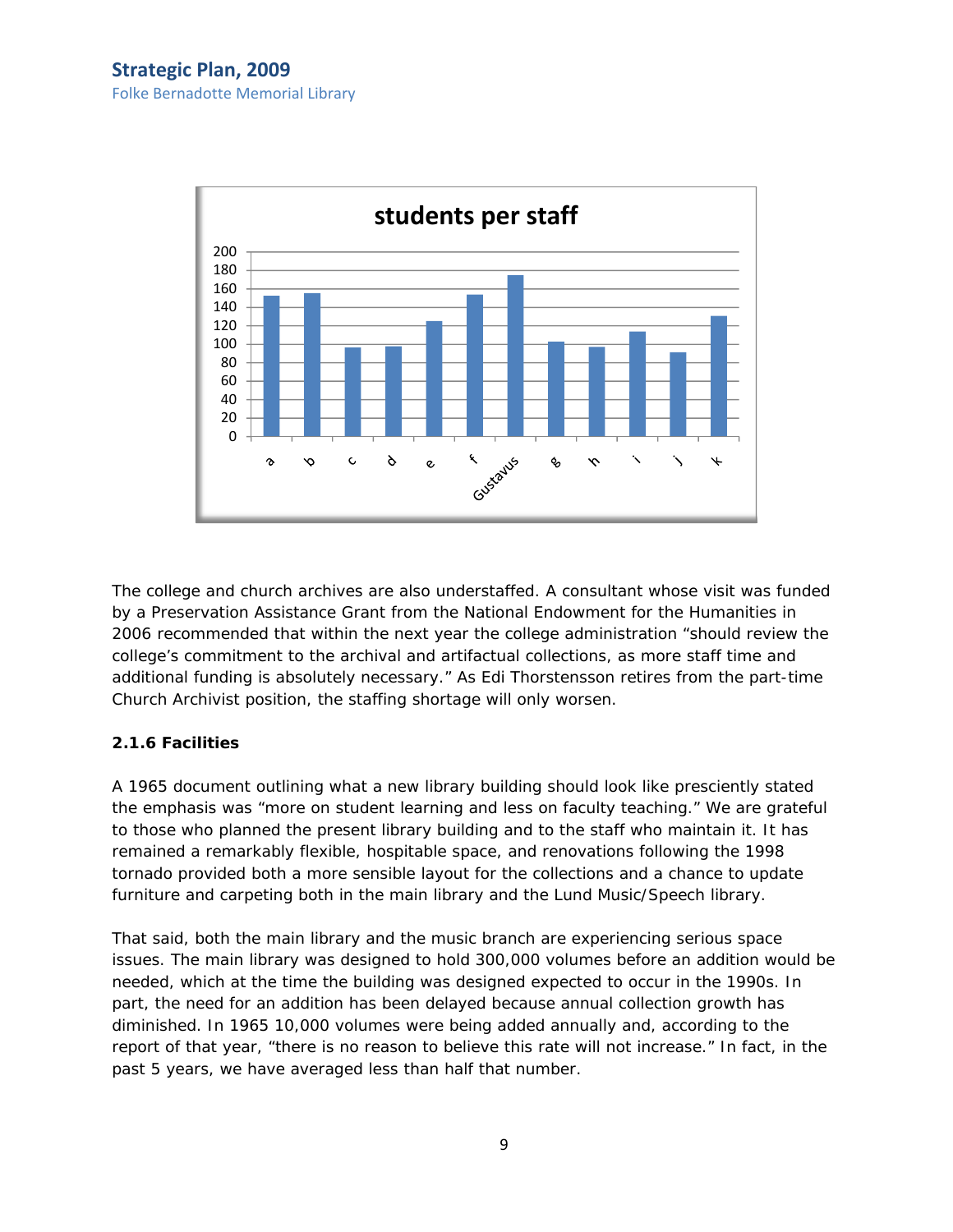**students per staff**

| | a | b | c | d | e | f | Gustavus | g | h | i | j | k |
|---|---|---|---|---|---|---|---|---|---|---|---|---|
| students per staff | 153 | 156 | 97 | 98 | 125 | 154 | 175 | 103 | 97 | 114 | 91 | 131 |

The college and church archives are also understaffed. A consultant whose visit was funded by a Preservation Assistance Grant from the National Endowment for the Humanities in 2006 recommended that within the next year the college administration "should review the college's commitment to the archival and artifactual collections, as more staff time and additional funding is absolutely necessary." As Edi Thorstensson retires from the part-time Church Archivist position, the staffing shortage will only worsen.

**2.1.6 Facilities**

A 1965 document outlining what a new library building should look like presciently stated the emphasis was "more on student learning and less on faculty teaching." We are grateful to those who planned the present library building and to the staff who maintain it. It has remained a remarkably flexible, hospitable space, and renovations following the 1998 tornado provided both a more sensible layout for the collections and a chance to update furniture and carpeting both in the main library and the Lund Music/Speech library.

That said, both the main library and the music branch are experiencing serious space issues. The main library was designed to hold 300,000 volumes before an addition would be needed, which at the time the building was designed expected to occur in the 1990s. In part, the need for an addition has been delayed because annual collection growth has diminished. In 1965 10,000 volumes were being added annually and, according to the report of that year, "there is no reason to believe this rate will not increase." In fact, in the past 5 years, we have averaged less than half that number.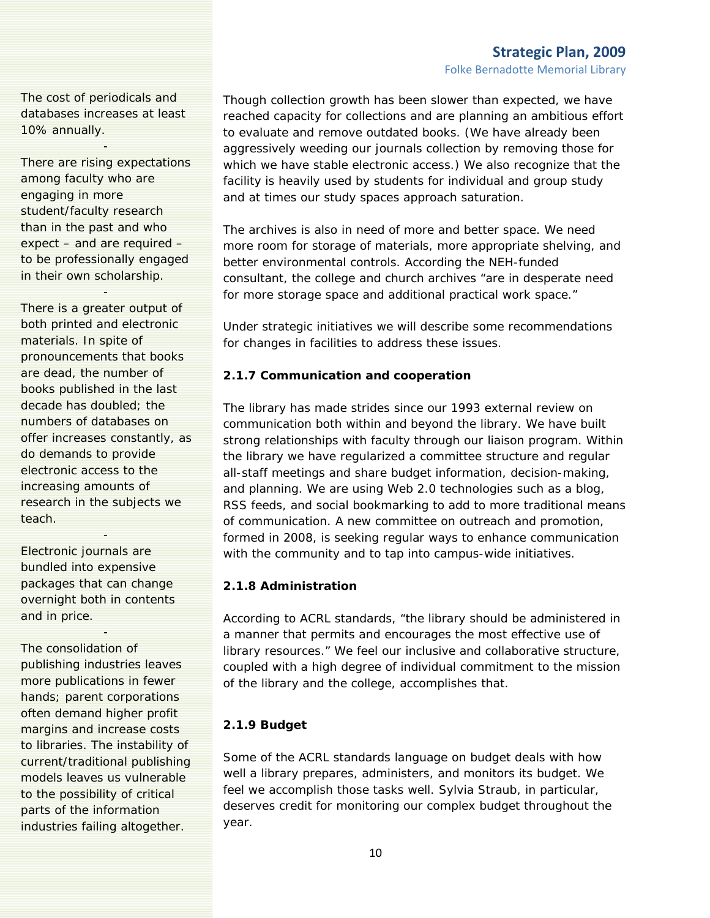The cost of periodicals and databases increases at least 10% annually.

-

There are rising expectations among faculty who are engaging in more student/faculty research than in the past and who expect – and are required – to be professionally engaged in their own scholarship.

-

There is a greater output of both printed and electronic materials. In spite of pronouncements that books are dead, the number of books published in the last decade has doubled; the numbers of databases on offer increases constantly, as do demands to provide electronic access to the increasing amounts of research in the subjects we teach.

-

Electronic journals are bundled into expensive packages that can change overnight both in contents and in price.

-

The consolidation of publishing industries leaves more publications in fewer hands; parent corporations often demand higher profit margins and increase costs to libraries. The instability of current/traditional publishing models leaves us vulnerable to the possibility of critical parts of the information industries failing altogether.

Though collection growth has been slower than expected, we have reached capacity for collections and are planning an ambitious effort to evaluate and remove outdated books. (We have already been aggressively weeding our journals collection by removing those for which we have stable electronic access.) We also recognize that the facility is heavily used by students for individual and group study and at times our study spaces approach saturation.

The archives is also in need of more and better space. We need more room for storage of materials, more appropriate shelving, and better environmental controls. According the NEH-funded consultant, the college and church archives "are in desperate need for more storage space and additional practical work space."

Under strategic initiatives we will describe some recommendations for changes in facilities to address these issues.

#### 2.1.7 Communication and cooperation

The library has made strides since our 1993 external review on communication both within and beyond the library. We have built strong relationships with faculty through our liaison program. Within the library we have regularized a committee structure and regular all-staff meetings and share budget information, decision-making, and planning. We are using Web 2.0 technologies such as a blog, RSS feeds, and social bookmarking to add to more traditional means of communication. A new committee on outreach and promotion, formed in 2008, is seeking regular ways to enhance communication with the community and to tap into campus-wide initiatives.

#### 2.1.8 Administration

According to ACRL standards, "the library should be administered in a manner that permits and encourages the most effective use of library resources." We feel our inclusive and collaborative structure, coupled with a high degree of individual commitment to the mission of the library and the college, accomplishes that.

#### 2.1.9 Budget

Some of the ACRL standards language on budget deals with how well a library prepares, administers, and monitors its budget. We feel we accomplish those tasks well. Sylvia Straub, in particular, deserves credit for monitoring our complex budget throughout the year.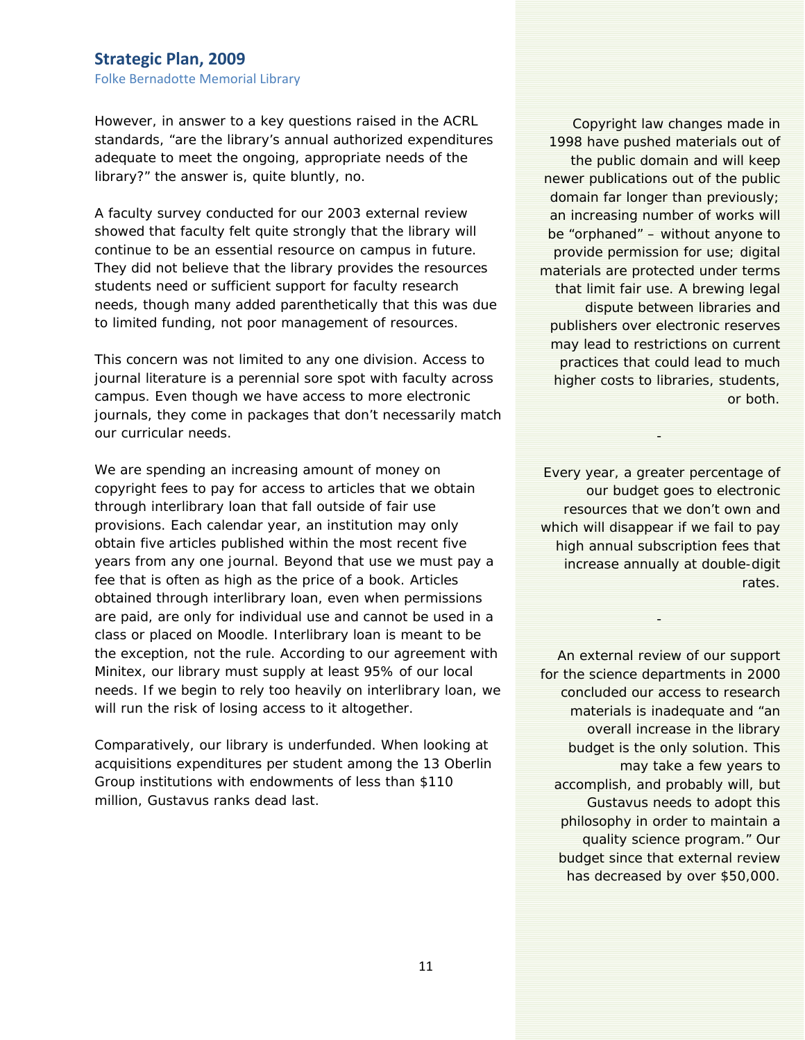However, in answer to a key questions raised in the ACRL standards, "are the library's annual authorized expenditures adequate to meet the ongoing, appropriate needs of the library?" the answer is, quite bluntly, no.

A faculty survey conducted for our 2003 external review showed that faculty felt quite strongly that the library will continue to be an essential resource on campus in future. They did not believe that the library provides the resources students need or sufficient support for faculty research needs, though many added parenthetically that this was due to limited funding, not poor management of resources.

This concern was not limited to any one division. Access to journal literature is a perennial sore spot with faculty across campus. Even though we have access to more electronic journals, they come in packages that don't necessarily match our curricular needs.

We are spending an increasing amount of money on copyright fees to pay for access to articles that we obtain through interlibrary loan that fall outside of fair use provisions. Each calendar year, an institution may only obtain five articles published within the most recent five years from any one journal. Beyond that use we must pay a fee that is often as high as the price of a book. Articles obtained through interlibrary loan, even when permissions are paid, are only for individual use and cannot be used in a class or placed on Moodle. Interlibrary loan is meant to be the exception, not the rule. According to our agreement with Minitex, our library must supply at least 95% of our local needs. If we begin to rely too heavily on interlibrary loan, we will run the risk of losing access to it altogether.

Comparatively, our library is underfunded. When looking at acquisitions expenditures per student among the 13 Oberlin Group institutions with endowments of less than $110 million, Gustavus ranks dead last.

Copyright law changes made in 1998 have pushed materials out of the public domain and will keep newer publications out of the public domain far longer than previously; an increasing number of works will be "orphaned" – without anyone to provide permission for use; digital materials are protected under terms that limit fair use. A brewing legal dispute between libraries and publishers over electronic reserves may lead to restrictions on current practices that could lead to much higher costs to libraries, students, or both.

-

Every year, a greater percentage of our budget goes to electronic resources that we don't own and which will disappear if we fail to pay high annual subscription fees that increase annually at double-digit rates.

-

An external review of our support for the science departments in 2000 concluded our access to research materials is inadequate and "an overall increase in the library budget is the only solution. This may take a few years to accomplish, and probably will, but Gustavus needs to adopt this philosophy in order to maintain a quality science program." Our budget since that external review has decreased by over $50,000.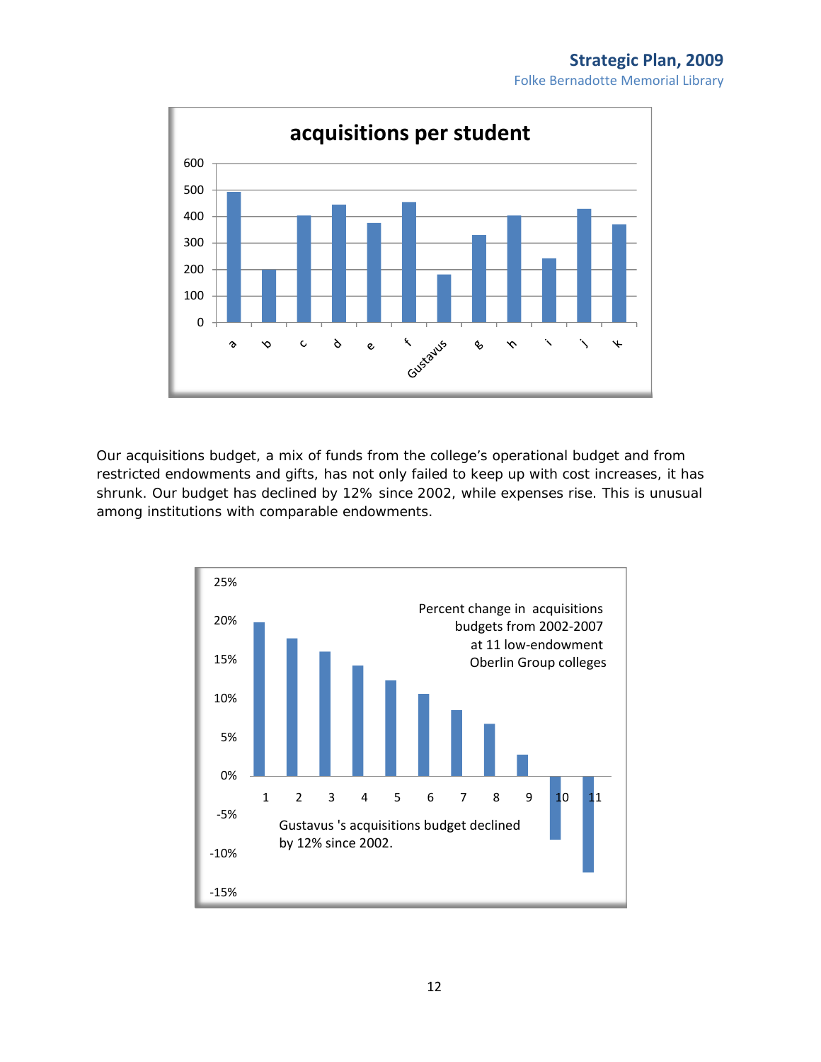## acquisitions per student

| | a | b | c | d | e | f | Gustavus | g | h | i | j | k |
|---|---|---|---|---|---|---|---|---|---|---|---|---|
| acquisitions per student | 490 | 200 | 400 | 445 | 375 | 455 | 180 | 330 | 405 | 240 | 430 | 370 |

Our acquisitions budget, a mix of funds from the college's operational budget and from restricted endowments and gifts, has not only failed to keep up with cost increases, it has shrunk. Our budget has declined by 12% since 2002, while expenses rise. This is unusual among institutions with comparable endowments.

Percent change in acquisitions budgets from 2002-2007 at 11 low-endowment Oberlin Group colleges

| College | 1 | 2 | 3 | 4 | 5 | 6 | 7 | 8 | 9 | 10 | 11 |
|---|---|---|---|---|---|---|---|---|---|---|---|
| Percent change | 20% | 18% | 16% | 14% | 12% | 11% | 8% | 7% | 3% | -8% | -12% |

Gustavus 's acquisitions budget declined by 12% since 2002.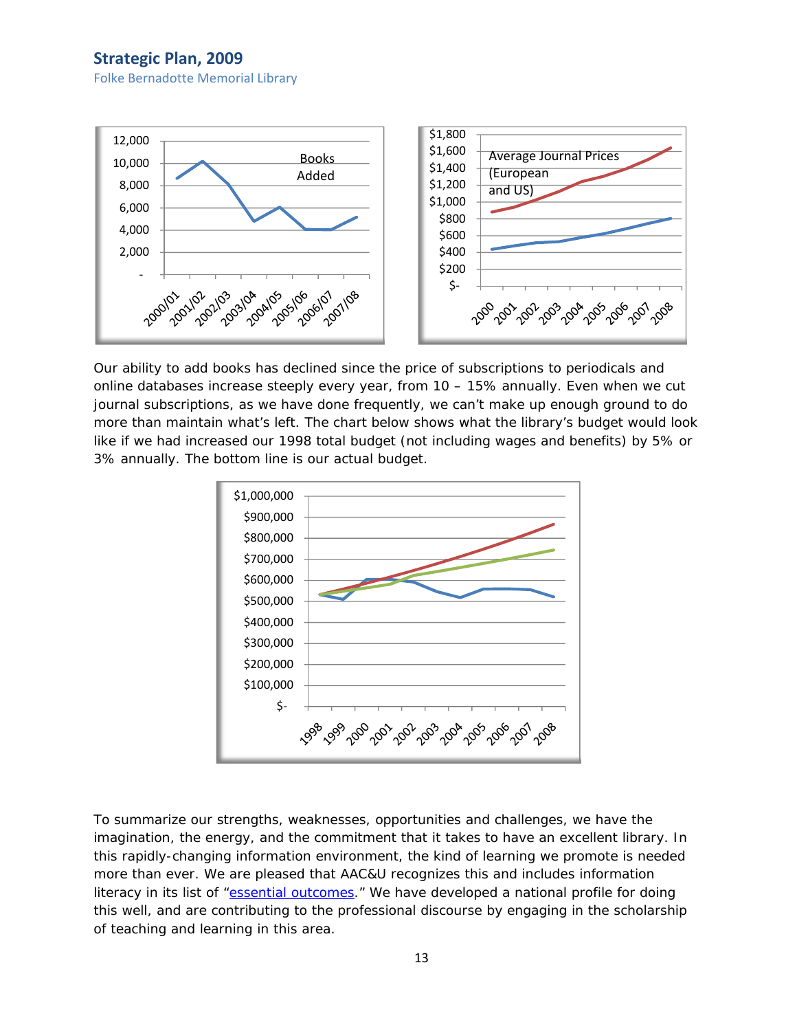Our ability to add books has declined since the price of subscriptions to periodicals and online databases increase steeply every year, from 10 – 15% annually. Even when we cut journal subscriptions, as we have done frequently, we can't make up enough ground to do more than maintain what's left. The chart below shows what the library's budget would look like if we had increased our 1998 total budget (not including wages and benefits) by 5% or 3% annually. The bottom line is our actual budget.

To summarize our strengths, weaknesses, opportunities and challenges, we have the imagination, the energy, and the commitment that it takes to have an excellent library. In this rapidly-changing information environment, the kind of learning we promote is needed more than ever. We are pleased that AAC&U recognizes this and includes information literacy in its list of "essential outcomes." We have developed a national profile for doing this well, and are contributing to the professional discourse by engaging in the scholarship of teaching and learning in this area.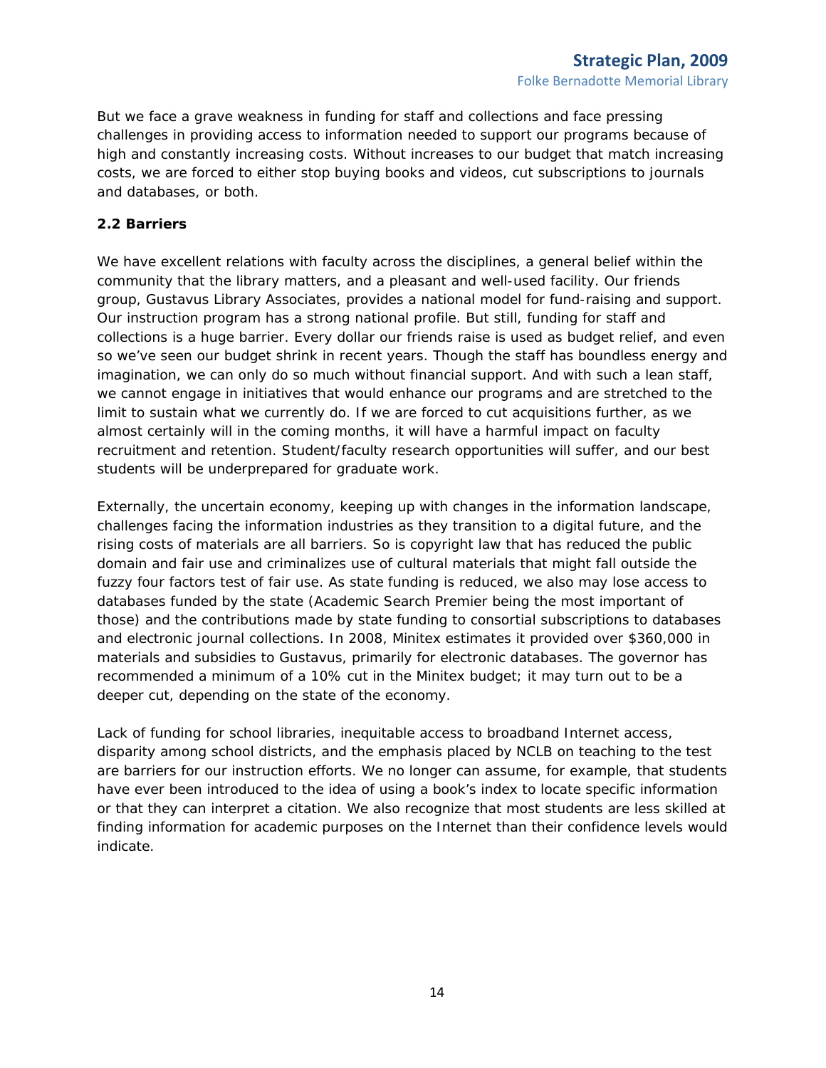But we face a grave weakness in funding for staff and collections and face pressing challenges in providing access to information needed to support our programs because of high and constantly increasing costs. Without increases to our budget that match increasing costs, we are forced to either stop buying books and videos, cut subscriptions to journals and databases, or both.

### 2.2 Barriers

We have excellent relations with faculty across the disciplines, a general belief within the community that the library matters, and a pleasant and well-used facility. Our friends group, Gustavus Library Associates, provides a national model for fund-raising and support. Our instruction program has a strong national profile. But still, funding for staff and collections is a huge barrier. Every dollar our friends raise is used as budget relief, and even so we've seen our budget shrink in recent years. Though the staff has boundless energy and imagination, we can only do so much without financial support. And with such a lean staff, we cannot engage in initiatives that would enhance our programs and are stretched to the limit to sustain what we currently do. If we are forced to cut acquisitions further, as we almost certainly will in the coming months, it will have a harmful impact on faculty recruitment and retention. Student/faculty research opportunities will suffer, and our best students will be underprepared for graduate work.

Externally, the uncertain economy, keeping up with changes in the information landscape, challenges facing the information industries as they transition to a digital future, and the rising costs of materials are all barriers. So is copyright law that has reduced the public domain and fair use and criminalizes use of cultural materials that might fall outside the fuzzy four factors test of fair use. As state funding is reduced, we also may lose access to databases funded by the state (Academic Search Premier being the most important of those) and the contributions made by state funding to consortial subscriptions to databases and electronic journal collections. In 2008, Minitex estimates it provided over $360,000 in materials and subsidies to Gustavus, primarily for electronic databases. The governor has recommended a minimum of a 10% cut in the Minitex budget; it may turn out to be a deeper cut, depending on the state of the economy.

Lack of funding for school libraries, inequitable access to broadband Internet access, disparity among school districts, and the emphasis placed by NCLB on teaching to the test are barriers for our instruction efforts. We no longer can assume, for example, that students have ever been introduced to the idea of using a book's index to locate specific information or that they can interpret a citation. We also recognize that most students are less skilled at finding information for academic purposes on the Internet than their confidence levels would indicate.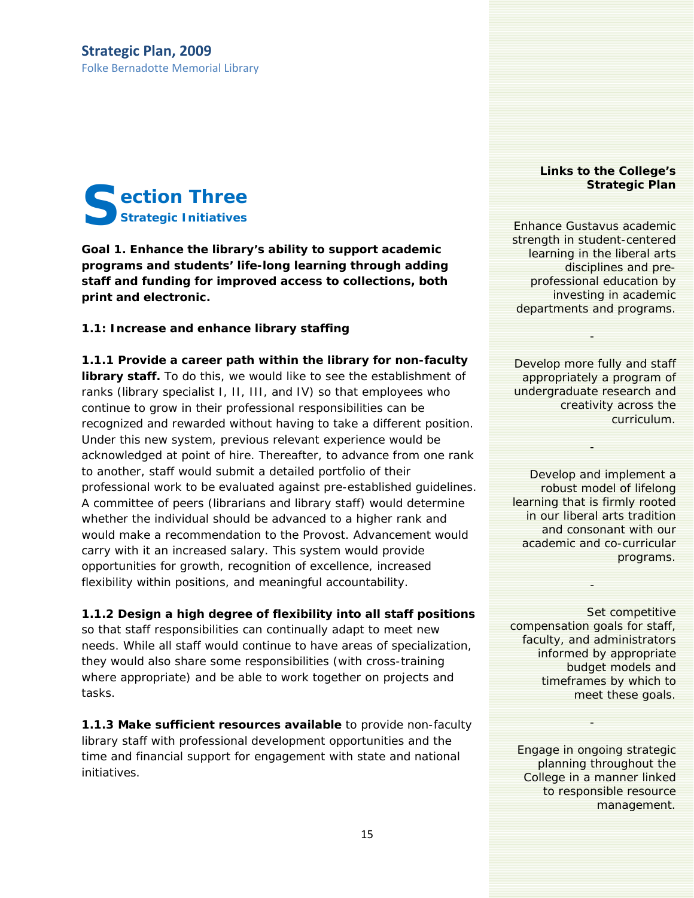# Section Three

## Strategic Initiatives

**Goal 1. Enhance the library's ability to support academic programs and students' life-long learning through adding staff and funding for improved access to collections, both print and electronic.**

**1.1: Increase and enhance library staffing**

**1.1.1 Provide a career path within the library for non-faculty library staff.** To do this, we would like to see the establishment of ranks (library specialist I, II, III, and IV) so that employees who continue to grow in their professional responsibilities can be recognized and rewarded without having to take a different position. Under this new system, previous relevant experience would be acknowledged at point of hire. Thereafter, to advance from one rank to another, staff would submit a detailed portfolio of their professional work to be evaluated against pre-established guidelines. A committee of peers (librarians and library staff) would determine whether the individual should be advanced to a higher rank and would make a recommendation to the Provost. Advancement would carry with it an increased salary. This system would provide opportunities for growth, recognition of excellence, increased flexibility within positions, and meaningful accountability.

**1.1.2 Design a high degree of flexibility into all staff positions** so that staff responsibilities can continually adapt to meet new needs. While all staff would continue to have areas of specialization, they would also share some responsibilities (with cross-training where appropriate) and be able to work together on projects and tasks.

**1.1.3 Make sufficient resources available** to provide non-faculty library staff with professional development opportunities and the time and financial support for engagement with state and national initiatives.

**Links to the College's Strategic Plan**

Enhance Gustavus academic strength in student-centered learning in the liberal arts disciplines and pre-professional education by investing in academic departments and programs.

-

Develop more fully and staff appropriately a program of undergraduate research and creativity across the curriculum.

-

Develop and implement a robust model of lifelong learning that is firmly rooted in our liberal arts tradition and consonant with our academic and co-curricular programs.

-

Set competitive compensation goals for staff, faculty, and administrators informed by appropriate budget models and timeframes by which to meet these goals.

-

Engage in ongoing strategic planning throughout the College in a manner linked to responsible resource management.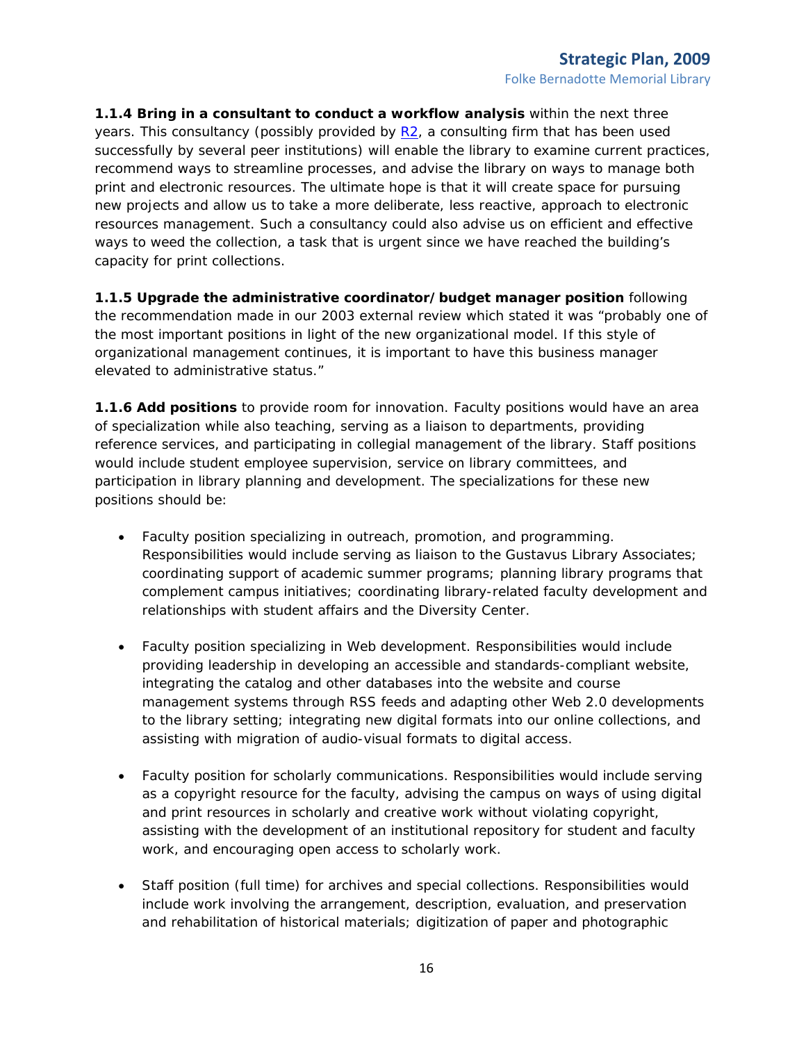**1.1.4 Bring in a consultant to conduct a workflow analysis** within the next three years. This consultancy (possibly provided by R2, a consulting firm that has been used successfully by several peer institutions) will enable the library to examine current practices, recommend ways to streamline processes, and advise the library on ways to manage both print and electronic resources. The ultimate hope is that it will create space for pursuing new projects and allow us to take a more deliberate, less reactive, approach to electronic resources management. Such a consultancy could also advise us on efficient and effective ways to weed the collection, a task that is urgent since we have reached the building's capacity for print collections.

**1.1.5 Upgrade the administrative coordinator/budget manager position** following the recommendation made in our 2003 external review which stated it was "probably one of the most important positions in light of the new organizational model. If this style of organizational management continues, it is important to have this business manager elevated to administrative status."

**1.1.6 Add positions** to provide room for innovation. Faculty positions would have an area of specialization while also teaching, serving as a liaison to departments, providing reference services, and participating in collegial management of the library. Staff positions would include student employee supervision, service on library committees, and participation in library planning and development. The specializations for these new positions should be:

- Faculty position specializing in outreach, promotion, and programming. Responsibilities would include serving as liaison to the Gustavus Library Associates; coordinating support of academic summer programs; planning library programs that complement campus initiatives; coordinating library-related faculty development and relationships with student affairs and the Diversity Center.

- Faculty position specializing in Web development. Responsibilities would include providing leadership in developing an accessible and standards-compliant website, integrating the catalog and other databases into the website and course management systems through RSS feeds and adapting other Web 2.0 developments to the library setting; integrating new digital formats into our online collections, and assisting with migration of audio-visual formats to digital access.

- Faculty position for scholarly communications. Responsibilities would include serving as a copyright resource for the faculty, advising the campus on ways of using digital and print resources in scholarly and creative work without violating copyright, assisting with the development of an institutional repository for student and faculty work, and encouraging open access to scholarly work.

- Staff position (full time) for archives and special collections. Responsibilities would include work involving the arrangement, description, evaluation, and preservation and rehabilitation of historical materials; digitization of paper and photographic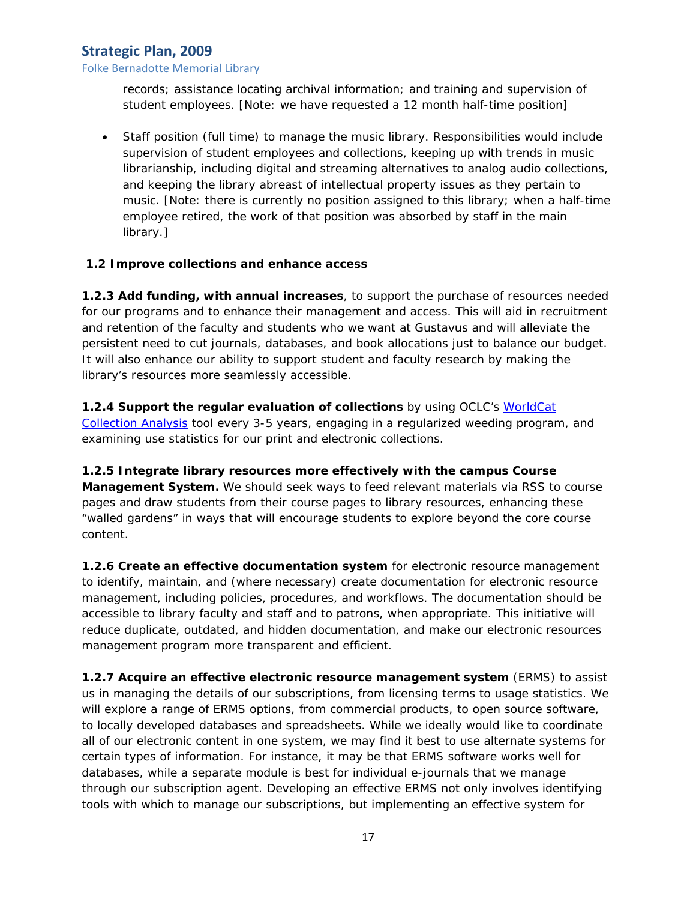records; assistance locating archival information; and training and supervision of student employees. [Note: we have requested a 12 month half-time position]

- Staff position (full time) to manage the music library. Responsibilities would include supervision of student employees and collections, keeping up with trends in music librarianship, including digital and streaming alternatives to analog audio collections, and keeping the library abreast of intellectual property issues as they pertain to music. [Note: there is currently no position assigned to this library; when a half-time employee retired, the work of that position was absorbed by staff in the main library.]

**1.2 Improve collections and enhance access**

**1.2.3 Add funding, with annual increases**, to support the purchase of resources needed for our programs and to enhance their management and access. This will aid in recruitment and retention of the faculty and students who we want at Gustavus and will alleviate the persistent need to cut journals, databases, and book allocations just to balance our budget. It will also enhance our ability to support student and faculty research by making the library's resources more seamlessly accessible.

**1.2.4 Support the regular evaluation of collections** by using OCLC's WorldCat Collection Analysis tool every 3-5 years, engaging in a regularized weeding program, and examining use statistics for our print and electronic collections.

**1.2.5 Integrate library resources more effectively with the campus Course Management System.** We should seek ways to feed relevant materials via RSS to course pages and draw students from their course pages to library resources, enhancing these "walled gardens" in ways that will encourage students to explore beyond the core course content.

**1.2.6 Create an effective documentation system** for electronic resource management to identify, maintain, and (where necessary) create documentation for electronic resource management, including policies, procedures, and workflows. The documentation should be accessible to library faculty and staff and to patrons, when appropriate. This initiative will reduce duplicate, outdated, and hidden documentation, and make our electronic resources management program more transparent and efficient.

**1.2.7 Acquire an effective electronic resource management system** (ERMS) to assist us in managing the details of our subscriptions, from licensing terms to usage statistics. We will explore a range of ERMS options, from commercial products, to open source software, to locally developed databases and spreadsheets. While we ideally would like to coordinate all of our electronic content in one system, we may find it best to use alternate systems for certain types of information. For instance, it may be that ERMS software works well for databases, while a separate module is best for individual e-journals that we manage through our subscription agent. Developing an effective ERMS not only involves identifying tools with which to manage our subscriptions, but implementing an effective system for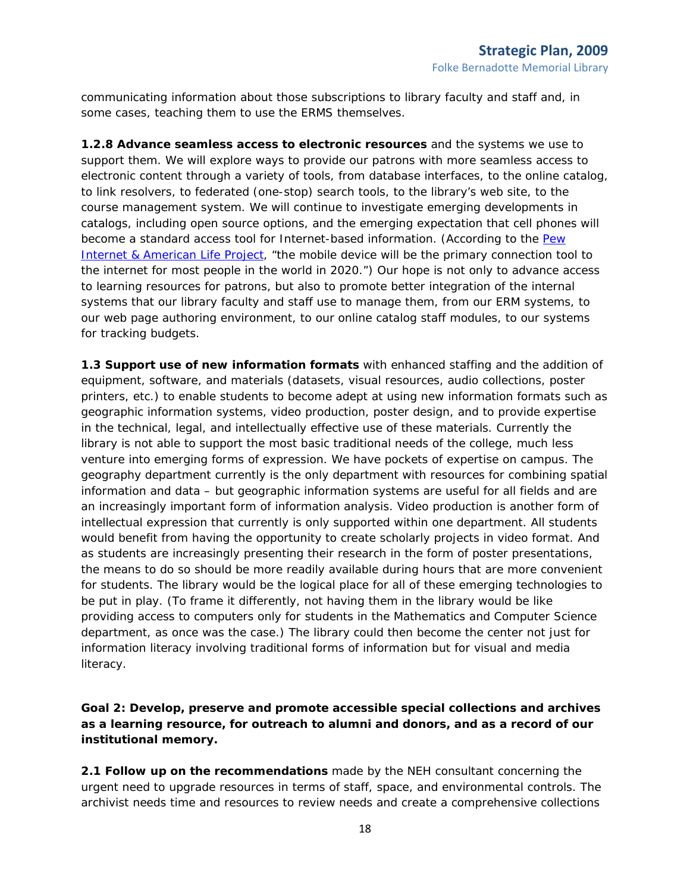communicating information about those subscriptions to library faculty and staff and, in some cases, teaching them to use the ERMS themselves.

**1.2.8 Advance seamless access to electronic resources** and the systems we use to support them. We will explore ways to provide our patrons with more seamless access to electronic content through a variety of tools, from database interfaces, to the online catalog, to link resolvers, to federated (one-stop) search tools, to the library's web site, to the course management system. We will continue to investigate emerging developments in catalogs, including open source options, and the emerging expectation that cell phones will become a standard access tool for Internet-based information. (According to the Pew Internet & American Life Project, "the mobile device will be the primary connection tool to the internet for most people in the world in 2020.") Our hope is not only to advance access to learning resources for patrons, but also to promote better integration of the internal systems that our library faculty and staff use to manage them, from our ERM systems, to our web page authoring environment, to our online catalog staff modules, to our systems for tracking budgets.

**1.3 Support use of new information formats** with enhanced staffing and the addition of equipment, software, and materials (datasets, visual resources, audio collections, poster printers, etc.) to enable students to become adept at using new information formats such as geographic information systems, video production, poster design, and to provide expertise in the technical, legal, and intellectually effective use of these materials. Currently the library is not able to support the most basic traditional needs of the college, much less venture into emerging forms of expression. We have pockets of expertise on campus. The geography department currently is the only department with resources for combining spatial information and data – but geographic information systems are useful for all fields and are an increasingly important form of information analysis. Video production is another form of intellectual expression that currently is only supported within one department. All students would benefit from having the opportunity to create scholarly projects in video format. And as students are increasingly presenting their research in the form of poster presentations, the means to do so should be more readily available during hours that are more convenient for students. The library would be the logical place for all of these emerging technologies to be put in play. (To frame it differently, not having them in the library would be like providing access to computers only for students in the Mathematics and Computer Science department, as once was the case.) The library could then become the center not just for information literacy involving traditional forms of information but for visual and media literacy.

**Goal 2: Develop, preserve and promote accessible special collections and archives as a learning resource, for outreach to alumni and donors, and as a record of our institutional memory.**

**2.1 Follow up on the recommendations** made by the NEH consultant concerning the urgent need to upgrade resources in terms of staff, space, and environmental controls. The archivist needs time and resources to review needs and create a comprehensive collections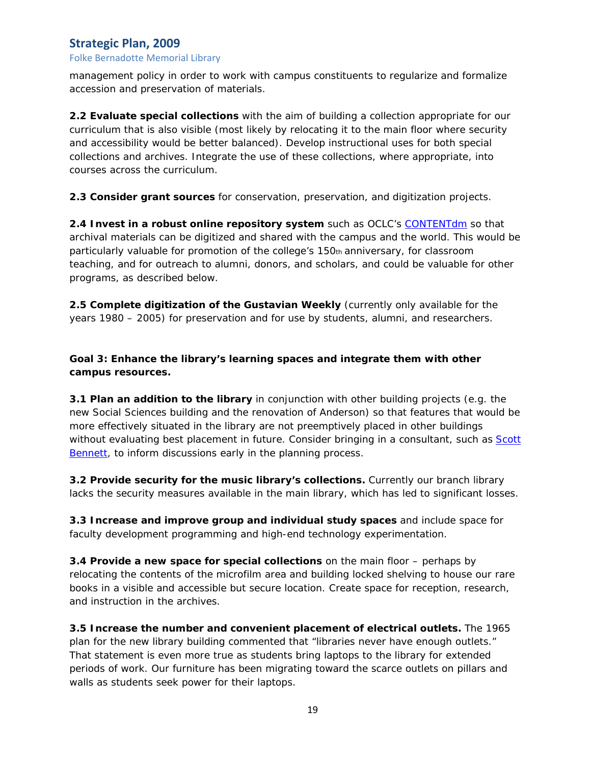management policy in order to work with campus constituents to regularize and formalize accession and preservation of materials.

**2.2 Evaluate special collections** with the aim of building a collection appropriate for our curriculum that is also visible (most likely by relocating it to the main floor where security and accessibility would be better balanced). Develop instructional uses for both special collections and archives. Integrate the use of these collections, where appropriate, into courses across the curriculum.

**2.3 Consider grant sources** for conservation, preservation, and digitization projects.

**2.4 Invest in a robust online repository system** such as OCLC's CONTENTdm so that archival materials can be digitized and shared with the campus and the world. This would be particularly valuable for promotion of the college's 150th anniversary, for classroom teaching, and for outreach to alumni, donors, and scholars, and could be valuable for other programs, as described below.

**2.5 Complete digitization of the Gustavian Weekly** (currently only available for the years 1980 – 2005) for preservation and for use by students, alumni, and researchers.

**Goal 3: Enhance the library's learning spaces and integrate them with other campus resources.**

**3.1 Plan an addition to the library** in conjunction with other building projects (e.g. the new Social Sciences building and the renovation of Anderson) so that features that would be more effectively situated in the library are not preemptively placed in other buildings without evaluating best placement in future. Consider bringing in a consultant, such as Scott Bennett, to inform discussions early in the planning process.

**3.2 Provide security for the music library's collections.** Currently our branch library lacks the security measures available in the main library, which has led to significant losses.

**3.3 Increase and improve group and individual study spaces** and include space for faculty development programming and high-end technology experimentation.

**3.4 Provide a new space for special collections** on the main floor – perhaps by relocating the contents of the microfilm area and building locked shelving to house our rare books in a visible and accessible but secure location. Create space for reception, research, and instruction in the archives.

**3.5 Increase the number and convenient placement of electrical outlets.** The 1965 plan for the new library building commented that "libraries never have enough outlets." That statement is even more true as students bring laptops to the library for extended periods of work. Our furniture has been migrating toward the scarce outlets on pillars and walls as students seek power for their laptops.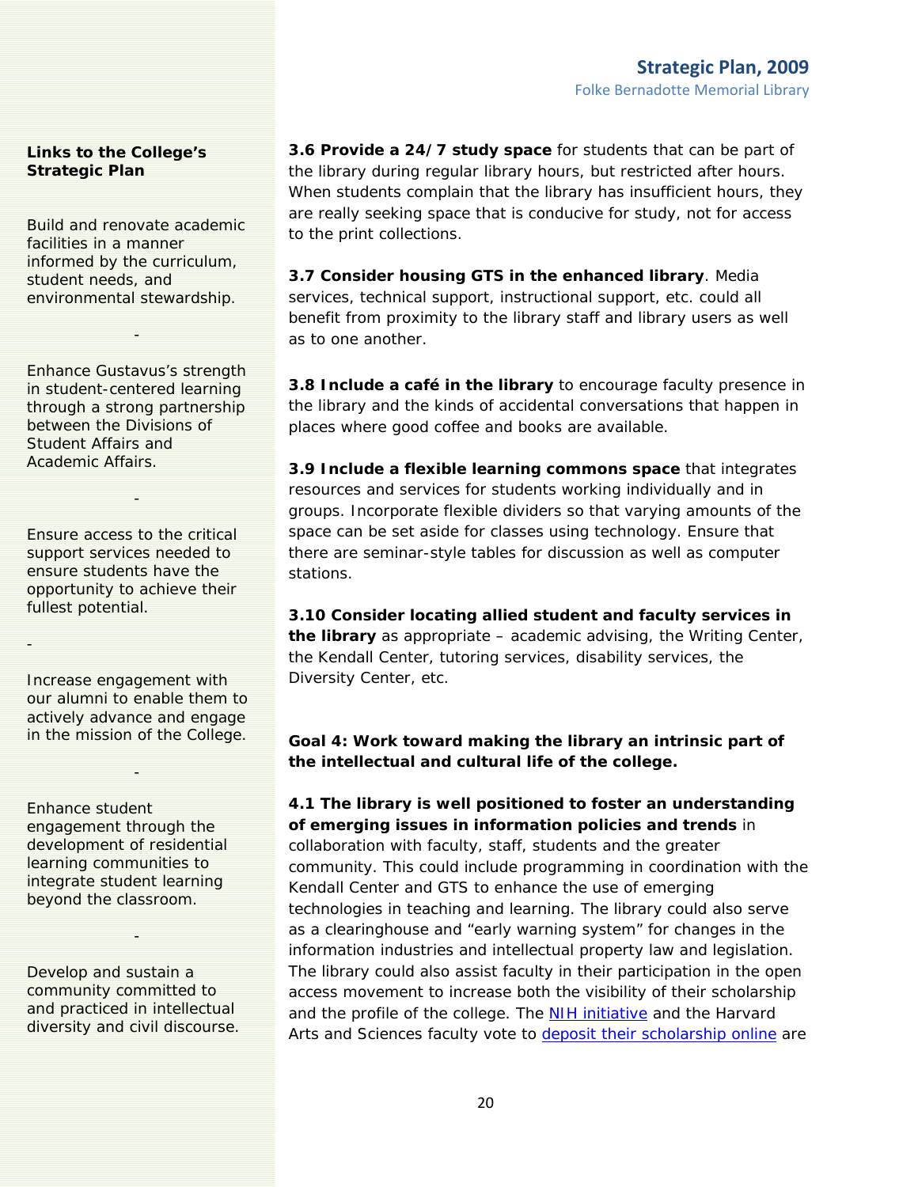**Links to the College's Strategic Plan**

Build and renovate academic facilities in a manner informed by the curriculum, student needs, and environmental stewardship.

-

Enhance Gustavus's strength in student-centered learning through a strong partnership between the Divisions of Student Affairs and Academic Affairs.

-

Ensure access to the critical support services needed to ensure students have the opportunity to achieve their fullest potential.

-

Increase engagement with our alumni to enable them to actively advance and engage in the mission of the College.

-

Enhance student engagement through the development of residential learning communities to integrate student learning beyond the classroom.

-

Develop and sustain a community committed to and practiced in intellectual diversity and civil discourse.

**3.6 Provide a 24/7 study space** for students that can be part of the library during regular library hours, but restricted after hours. When students complain that the library has insufficient hours, they are really seeking space that is conducive for study, not for access to the print collections.

**3.7 Consider housing GTS in the enhanced library**. Media services, technical support, instructional support, etc. could all benefit from proximity to the library staff and library users as well as to one another.

**3.8 Include a café in the library** to encourage faculty presence in the library and the kinds of accidental conversations that happen in places where good coffee and books are available.

**3.9 Include a flexible learning commons space** that integrates resources and services for students working individually and in groups. Incorporate flexible dividers so that varying amounts of the space can be set aside for classes using technology. Ensure that there are seminar-style tables for discussion as well as computer stations.

**3.10 Consider locating allied student and faculty services in the library** as appropriate – academic advising, the Writing Center, the Kendall Center, tutoring services, disability services, the Diversity Center, etc.

**Goal 4: Work toward making the library an intrinsic part of the intellectual and cultural life of the college.**

**4.1 The library is well positioned to foster an understanding of emerging issues in information policies and trends** in collaboration with faculty, staff, students and the greater community. This could include programming in coordination with the Kendall Center and GTS to enhance the use of emerging technologies in teaching and learning. The library could also serve as a clearinghouse and "early warning system" for changes in the information industries and intellectual property law and legislation. The library could also assist faculty in their participation in the open access movement to increase both the visibility of their scholarship and the profile of the college. The NIH initiative and the Harvard Arts and Sciences faculty vote to deposit their scholarship online are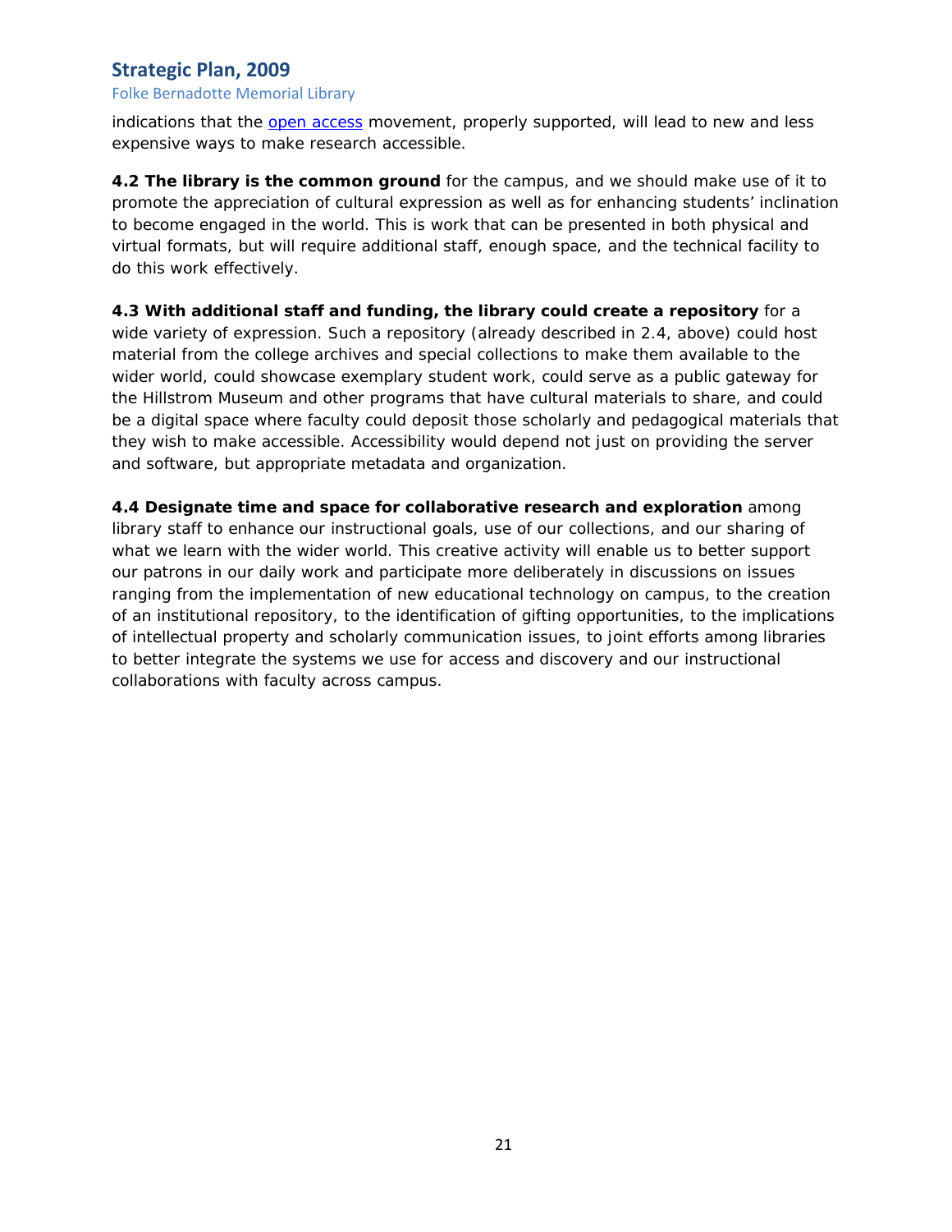indications that the open access movement, properly supported, will lead to new and less expensive ways to make research accessible.

**4.2 The library is the common ground** for the campus, and we should make use of it to promote the appreciation of cultural expression as well as for enhancing students' inclination to become engaged in the world. This is work that can be presented in both physical and virtual formats, but will require additional staff, enough space, and the technical facility to do this work effectively.

**4.3 With additional staff and funding, the library could create a repository** for a wide variety of expression. Such a repository (already described in 2.4, above) could host material from the college archives and special collections to make them available to the wider world, could showcase exemplary student work, could serve as a public gateway for the Hillstrom Museum and other programs that have cultural materials to share, and could be a digital space where faculty could deposit those scholarly and pedagogical materials that they wish to make accessible. Accessibility would depend not just on providing the server and software, but appropriate metadata and organization.

**4.4 Designate time and space for collaborative research and exploration** among library staff to enhance our instructional goals, use of our collections, and our sharing of what we learn with the wider world. This creative activity will enable us to better support our patrons in our daily work and participate more deliberately in discussions on issues ranging from the implementation of new educational technology on campus, to the creation of an institutional repository, to the identification of gifting opportunities, to the implications of intellectual property and scholarly communication issues, to joint efforts among libraries to better integrate the systems we use for access and discovery and our instructional collaborations with faculty across campus.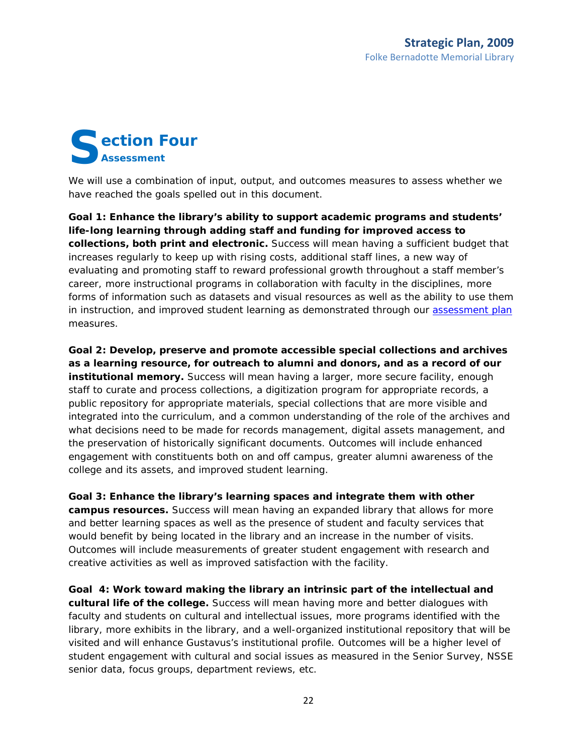# Section Four

## Assessment

We will use a combination of input, output, and outcomes measures to assess whether we have reached the goals spelled out in this document.

**Goal 1: Enhance the library's ability to support academic programs and students' life-long learning through adding staff and funding for improved access to collections, both print and electronic.** Success will mean having a sufficient budget that increases regularly to keep up with rising costs, additional staff lines, a new way of evaluating and promoting staff to reward professional growth throughout a staff member's career, more instructional programs in collaboration with faculty in the disciplines, more forms of information such as datasets and visual resources as well as the ability to use them in instruction, and improved student learning as demonstrated through our assessment plan measures.

**Goal 2: Develop, preserve and promote accessible special collections and archives as a learning resource, for outreach to alumni and donors, and as a record of our institutional memory.** Success will mean having a larger, more secure facility, enough staff to curate and process collections, a digitization program for appropriate records, a public repository for appropriate materials, special collections that are more visible and integrated into the curriculum, and a common understanding of the role of the archives and what decisions need to be made for records management, digital assets management, and the preservation of historically significant documents. Outcomes will include enhanced engagement with constituents both on and off campus, greater alumni awareness of the college and its assets, and improved student learning.

**Goal 3: Enhance the library's learning spaces and integrate them with other campus resources.** Success will mean having an expanded library that allows for more and better learning spaces as well as the presence of student and faculty services that would benefit by being located in the library and an increase in the number of visits. Outcomes will include measurements of greater student engagement with research and creative activities as well as improved satisfaction with the facility.

**Goal 4: Work toward making the library an intrinsic part of the intellectual and cultural life of the college.** Success will mean having more and better dialogues with faculty and students on cultural and intellectual issues, more programs identified with the library, more exhibits in the library, and a well-organized institutional repository that will be visited and will enhance Gustavus's institutional profile. Outcomes will be a higher level of student engagement with cultural and social issues as measured in the Senior Survey, NSSE senior data, focus groups, department reviews, etc.